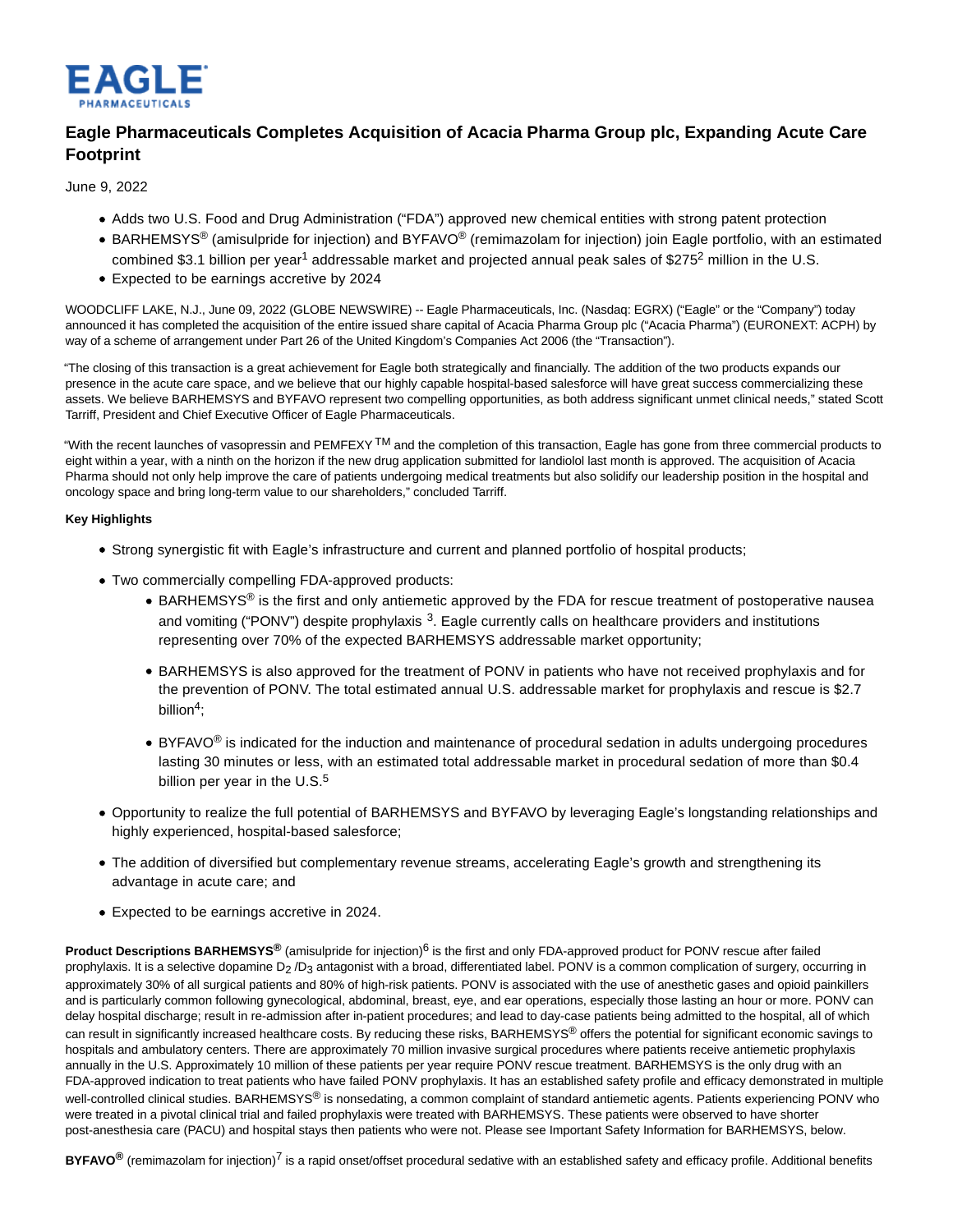EAGLE PHARMACEUTICALS

# Eagle Pharmaceuticals Completes Acquisition of Acacia Pharma Group plc, Expanding Acute Care Footprint

June 9, 2022

- Adds two U.S. Food and Drug Administration ("FDA") approved new chemical entities with strong patent protection
- BARHEMSYS® (amisulpride for injection) and BYFAVO® (remimazolam for injection) join Eagle portfolio, with an estimated combined $3.1 billion per year[1] addressable market and projected annual peak sales of $275[2] million in the U.S.
- Expected to be earnings accretive by 2024

WOODCLIFF LAKE, N.J., June 09, 2022 (GLOBE NEWSWIRE) -- Eagle Pharmaceuticals, Inc. (Nasdaq: EGRX) ("Eagle" or the "Company") today announced it has completed the acquisition of the entire issued share capital of Acacia Pharma Group plc ("Acacia Pharma") (EURONEXT: ACPH) by way of a scheme of arrangement under Part 26 of the United Kingdom's Companies Act 2006 (the "Transaction").

"The closing of this transaction is a great achievement for Eagle both strategically and financially. The addition of the two products expands our presence in the acute care space, and we believe that our highly capable hospital-based salesforce will have great success commercializing these assets. We believe BARHEMSYS and BYFAVO represent two compelling opportunities, as both address significant unmet clinical needs," stated Scott Tarriff, President and Chief Executive Officer of Eagle Pharmaceuticals.

"With the recent launches of vasopressin and PEMFEXY™ and the completion of this transaction, Eagle has gone from three commercial products to eight within a year, with a ninth on the horizon if the new drug application submitted for landiolol last month is approved. The acquisition of Acacia Pharma should not only help improve the care of patients undergoing medical treatments but also solidify our leadership position in the hospital and oncology space and bring long-term value to our shareholders," concluded Tarriff.

**Key Highlights**

- Strong synergistic fit with Eagle's infrastructure and current and planned portfolio of hospital products;
- Two commercially compelling FDA-approved products:
  - BARHEMSYS® is the first and only antiemetic approved by the FDA for rescue treatment of postoperative nausea and vomiting ("PONV") despite prophylaxis [3]. Eagle currently calls on healthcare providers and institutions representing over 70% of the expected BARHEMSYS addressable market opportunity;
  - BARHEMSYS is also approved for the treatment of PONV in patients who have not received prophylaxis and for the prevention of PONV. The total estimated annual U.S. addressable market for prophylaxis and rescue is $2.7 billion[4];
  - BYFAVO® is indicated for the induction and maintenance of procedural sedation in adults undergoing procedures lasting 30 minutes or less, with an estimated total addressable market in procedural sedation of more than $0.4 billion per year in the U.S.[5]
- Opportunity to realize the full potential of BARHEMSYS and BYFAVO by leveraging Eagle's longstanding relationships and highly experienced, hospital-based salesforce;
- The addition of diversified but complementary revenue streams, accelerating Eagle's growth and strengthening its advantage in acute care; and
- Expected to be earnings accretive in 2024.

**Product Descriptions BARHEMSYS®** (amisulpride for injection)[6] is the first and only FDA-approved product for PONV rescue after failed prophylaxis. It is a selective dopamine $D_2$ /$D_3$ antagonist with a broad, differentiated label. PONV is a common complication of surgery, occurring in approximately 30% of all surgical patients and 80% of high-risk patients. PONV is associated with the use of anesthetic gases and opioid painkillers and is particularly common following gynecological, abdominal, breast, eye, and ear operations, especially those lasting an hour or more. PONV can delay hospital discharge; result in re-admission after in-patient procedures; and lead to day-case patients being admitted to the hospital, all of which can result in significantly increased healthcare costs. By reducing these risks, BARHEMSYS® offers the potential for significant economic savings to hospitals and ambulatory centers. There are approximately 70 million invasive surgical procedures where patients receive antiemetic prophylaxis annually in the U.S. Approximately 10 million of these patients per year require PONV rescue treatment. BARHEMSYS is the only drug with an FDA-approved indication to treat patients who have failed PONV prophylaxis. It has an established safety profile and efficacy demonstrated in multiple well-controlled clinical studies. BARHEMSYS® is nonsedating, a common complaint of standard antiemetic agents. Patients experiencing PONV who were treated in a pivotal clinical trial and failed prophylaxis were treated with BARHEMSYS. These patients were observed to have shorter post-anesthesia care (PACU) and hospital stays then patients who were not. Please see Important Safety Information for BARHEMSYS, below.

**BYFAVO®** (remimazolam for injection)[7] is a rapid onset/offset procedural sedative with an established safety and efficacy profile. Additional benefits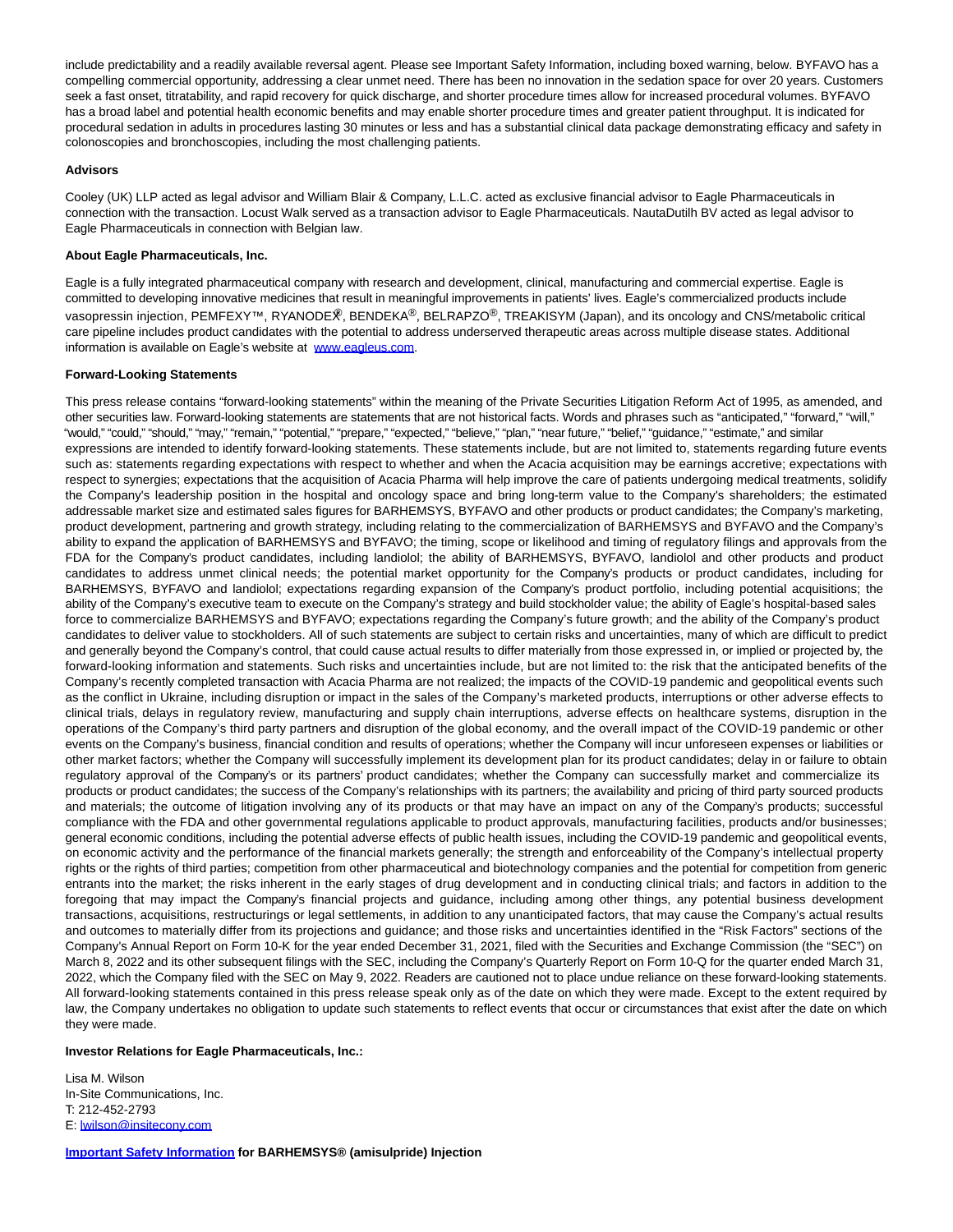include predictability and a readily available reversal agent. Please see Important Safety Information, including boxed warning, below. BYFAVO has a compelling commercial opportunity, addressing a clear unmet need. There has been no innovation in the sedation space for over 20 years. Customers seek a fast onset, titratability, and rapid recovery for quick discharge, and shorter procedure times allow for increased procedural volumes. BYFAVO has a broad label and potential health economic benefits and may enable shorter procedure times and greater patient throughput. It is indicated for procedural sedation in adults in procedures lasting 30 minutes or less and has a substantial clinical data package demonstrating efficacy and safety in colonoscopies and bronchoscopies, including the most challenging patients.

**Advisors**

Cooley (UK) LLP acted as legal advisor and William Blair & Company, L.L.C. acted as exclusive financial advisor to Eagle Pharmaceuticals in connection with the transaction. Locust Walk served as a transaction advisor to Eagle Pharmaceuticals. NautaDutilh BV acted as legal advisor to Eagle Pharmaceuticals in connection with Belgian law.

**About Eagle Pharmaceuticals, Inc.**

Eagle is a fully integrated pharmaceutical company with research and development, clinical, manufacturing and commercial expertise. Eagle is committed to developing innovative medicines that result in meaningful improvements in patients' lives. Eagle's commercialized products include vasopressin injection, PEMFEXY™, RYANODEX®, BENDEKA®, BELRAPZO®, TREAKISYM (Japan), and its oncology and CNS/metabolic critical care pipeline includes product candidates with the potential to address underserved therapeutic areas across multiple disease states. Additional information is available on Eagle's website at www.eagleus.com.

**Forward-Looking Statements**

This press release contains "forward-looking statements" within the meaning of the Private Securities Litigation Reform Act of 1995, as amended, and other securities law. Forward-looking statements are statements that are not historical facts. Words and phrases such as "anticipated," "forward," "will," "would," "could," "should," "may," "remain," "potential," "prepare," "expected," "believe," "plan," "near future," "belief," "guidance," "estimate," and similar expressions are intended to identify forward-looking statements. These statements include, but are not limited to, statements regarding future events such as: statements regarding expectations with respect to whether and when the Acacia acquisition may be earnings accretive; expectations with respect to synergies; expectations that the acquisition of Acacia Pharma will help improve the care of patients undergoing medical treatments, solidify the Company's leadership position in the hospital and oncology space and bring long-term value to the Company's shareholders; the estimated addressable market size and estimated sales figures for BARHEMSYS, BYFAVO and other products or product candidates; the Company's marketing, product development, partnering and growth strategy, including relating to the commercialization of BARHEMSYS and BYFAVO and the Company's ability to expand the application of BARHEMSYS and BYFAVO; the timing, scope or likelihood and timing of regulatory filings and approvals from the FDA for the Company's product candidates, including landiolol; the ability of BARHEMSYS, BYFAVO, landiolol and other products and product candidates to address unmet clinical needs; the potential market opportunity for the Company's products or product candidates, including for BARHEMSYS, BYFAVO and landiolol; expectations regarding expansion of the Company's product portfolio, including potential acquisitions; the ability of the Company's executive team to execute on the Company's strategy and build stockholder value; the ability of Eagle's hospital-based sales force to commercialize BARHEMSYS and BYFAVO; expectations regarding the Company's future growth; and the ability of the Company's product candidates to deliver value to stockholders. All of such statements are subject to certain risks and uncertainties, many of which are difficult to predict and generally beyond the Company's control, that could cause actual results to differ materially from those expressed in, or implied or projected by, the forward-looking information and statements. Such risks and uncertainties include, but are not limited to: the risk that the anticipated benefits of the Company's recently completed transaction with Acacia Pharma are not realized; the impacts of the COVID-19 pandemic and geopolitical events such as the conflict in Ukraine, including disruption or impact in the sales of the Company's marketed products, interruptions or other adverse effects to clinical trials, delays in regulatory review, manufacturing and supply chain interruptions, adverse effects on healthcare systems, disruption in the operations of the Company's third party partners and disruption of the global economy, and the overall impact of the COVID-19 pandemic or other events on the Company's business, financial condition and results of operations; whether the Company will incur unforeseen expenses or liabilities or other market factors; whether the Company will successfully implement its development plan for its product candidates; delay in or failure to obtain regulatory approval of the Company's or its partners' product candidates; whether the Company can successfully market and commercialize its products or product candidates; the success of the Company's relationships with its partners; the availability and pricing of third party sourced products and materials; the outcome of litigation involving any of its products or that may have an impact on any of the Company's products; successful compliance with the FDA and other governmental regulations applicable to product approvals, manufacturing facilities, products and/or businesses; general economic conditions, including the potential adverse effects of public health issues, including the COVID-19 pandemic and geopolitical events, on economic activity and the performance of the financial markets generally; the strength and enforceability of the Company's intellectual property rights or the rights of third parties; competition from other pharmaceutical and biotechnology companies and the potential for competition from generic entrants into the market; the risks inherent in the early stages of drug development and in conducting clinical trials; and factors in addition to the foregoing that may impact the Company's financial projects and guidance, including among other things, any potential business development transactions, acquisitions, restructurings or legal settlements, in addition to any unanticipated factors, that may cause the Company's actual results and outcomes to materially differ from its projections and guidance; and those risks and uncertainties identified in the "Risk Factors" sections of the Company's Annual Report on Form 10-K for the year ended December 31, 2021, filed with the Securities and Exchange Commission (the "SEC") on March 8, 2022 and its other subsequent filings with the SEC, including the Company's Quarterly Report on Form 10-Q for the quarter ended March 31, 2022, which the Company filed with the SEC on May 9, 2022. Readers are cautioned not to place undue reliance on these forward-looking statements. All forward-looking statements contained in this press release speak only as of the date on which they were made. Except to the extent required by law, the Company undertakes no obligation to update such statements to reflect events that occur or circumstances that exist after the date on which they were made.

**Investor Relations for Eagle Pharmaceuticals, Inc.:**

Lisa M. Wilson
In-Site Communications, Inc.
T: 212-452-2793
E: lwilson@insitecony.com

**Important Safety Information for BARHEMSYS® (amisulpride) Injection**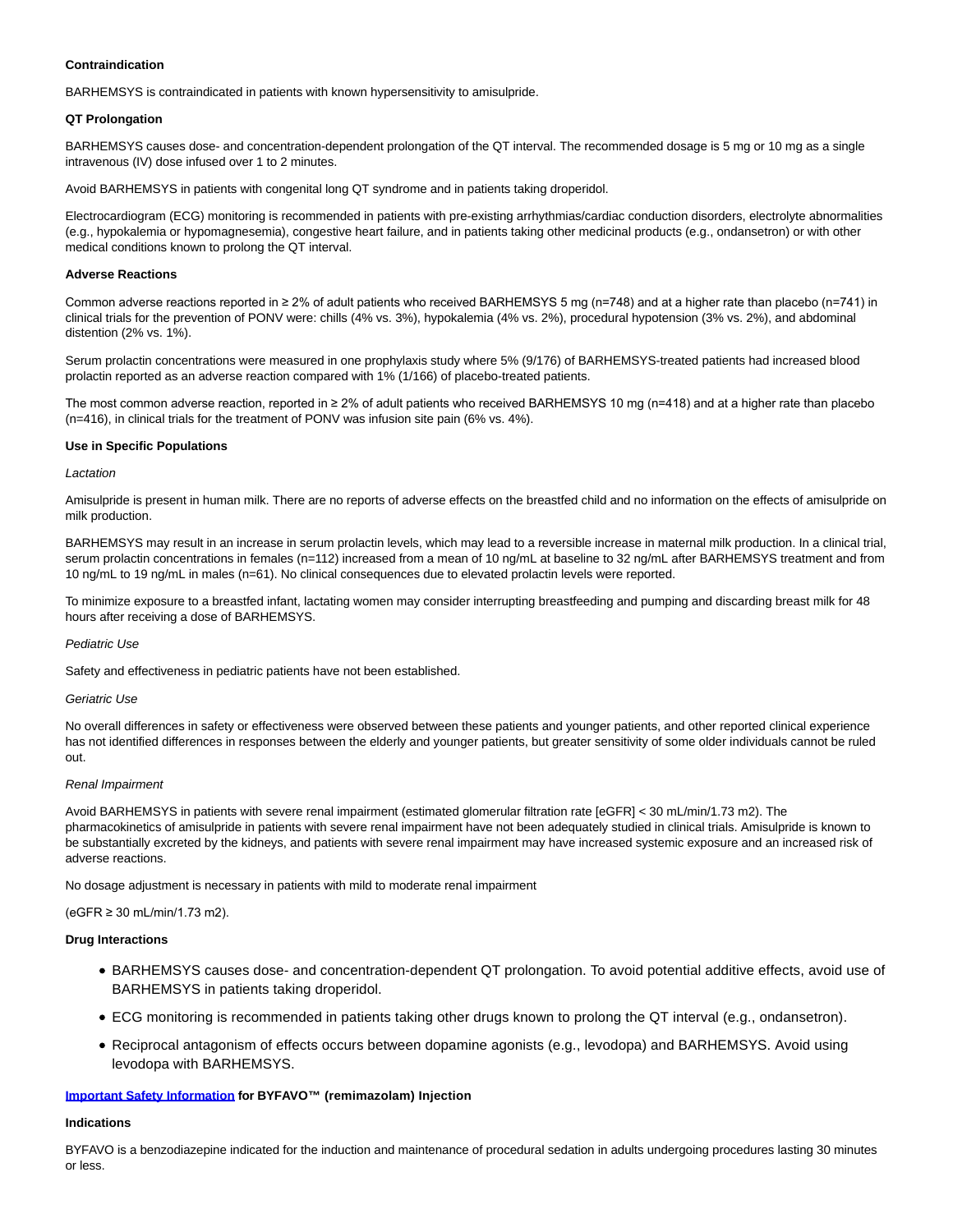**Contraindication**

BARHEMSYS is contraindicated in patients with known hypersensitivity to amisulpride.

**QT Prolongation**

BARHEMSYS causes dose- and concentration-dependent prolongation of the QT interval. The recommended dosage is 5 mg or 10 mg as a single intravenous (IV) dose infused over 1 to 2 minutes.

Avoid BARHEMSYS in patients with congenital long QT syndrome and in patients taking droperidol.

Electrocardiogram (ECG) monitoring is recommended in patients with pre-existing arrhythmias/cardiac conduction disorders, electrolyte abnormalities (e.g., hypokalemia or hypomagnesemia), congestive heart failure, and in patients taking other medicinal products (e.g., ondansetron) or with other medical conditions known to prolong the QT interval.

**Adverse Reactions**

Common adverse reactions reported in ≥ 2% of adult patients who received BARHEMSYS 5 mg (n=748) and at a higher rate than placebo (n=741) in clinical trials for the prevention of PONV were: chills (4% vs. 3%), hypokalemia (4% vs. 2%), procedural hypotension (3% vs. 2%), and abdominal distention (2% vs. 1%).

Serum prolactin concentrations were measured in one prophylaxis study where 5% (9/176) of BARHEMSYS-treated patients had increased blood prolactin reported as an adverse reaction compared with 1% (1/166) of placebo-treated patients.

The most common adverse reaction, reported in ≥ 2% of adult patients who received BARHEMSYS 10 mg (n=418) and at a higher rate than placebo (n=416), in clinical trials for the treatment of PONV was infusion site pain (6% vs. 4%).

**Use in Specific Populations**

*Lactation*

Amisulpride is present in human milk. There are no reports of adverse effects on the breastfed child and no information on the effects of amisulpride on milk production.

BARHEMSYS may result in an increase in serum prolactin levels, which may lead to a reversible increase in maternal milk production. In a clinical trial, serum prolactin concentrations in females (n=112) increased from a mean of 10 ng/mL at baseline to 32 ng/mL after BARHEMSYS treatment and from 10 ng/mL to 19 ng/mL in males (n=61). No clinical consequences due to elevated prolactin levels were reported.

To minimize exposure to a breastfed infant, lactating women may consider interrupting breastfeeding and pumping and discarding breast milk for 48 hours after receiving a dose of BARHEMSYS.

*Pediatric Use*

Safety and effectiveness in pediatric patients have not been established.

*Geriatric Use*

No overall differences in safety or effectiveness were observed between these patients and younger patients, and other reported clinical experience has not identified differences in responses between the elderly and younger patients, but greater sensitivity of some older individuals cannot be ruled out.

*Renal Impairment*

Avoid BARHEMSYS in patients with severe renal impairment (estimated glomerular filtration rate [eGFR] < 30 mL/min/1.73 m2). The pharmacokinetics of amisulpride in patients with severe renal impairment have not been adequately studied in clinical trials. Amisulpride is known to be substantially excreted by the kidneys, and patients with severe renal impairment may have increased systemic exposure and an increased risk of adverse reactions.

No dosage adjustment is necessary in patients with mild to moderate renal impairment

(eGFR ≥ 30 mL/min/1.73 m2).

**Drug Interactions**

- BARHEMSYS causes dose- and concentration-dependent QT prolongation. To avoid potential additive effects, avoid use of BARHEMSYS in patients taking droperidol.
- ECG monitoring is recommended in patients taking other drugs known to prolong the QT interval (e.g., ondansetron).
- Reciprocal antagonism of effects occurs between dopamine agonists (e.g., levodopa) and BARHEMSYS. Avoid using levodopa with BARHEMSYS.

**Important Safety Information for BYFAVO™ (remimazolam) Injection**

**Indications**

BYFAVO is a benzodiazepine indicated for the induction and maintenance of procedural sedation in adults undergoing procedures lasting 30 minutes or less.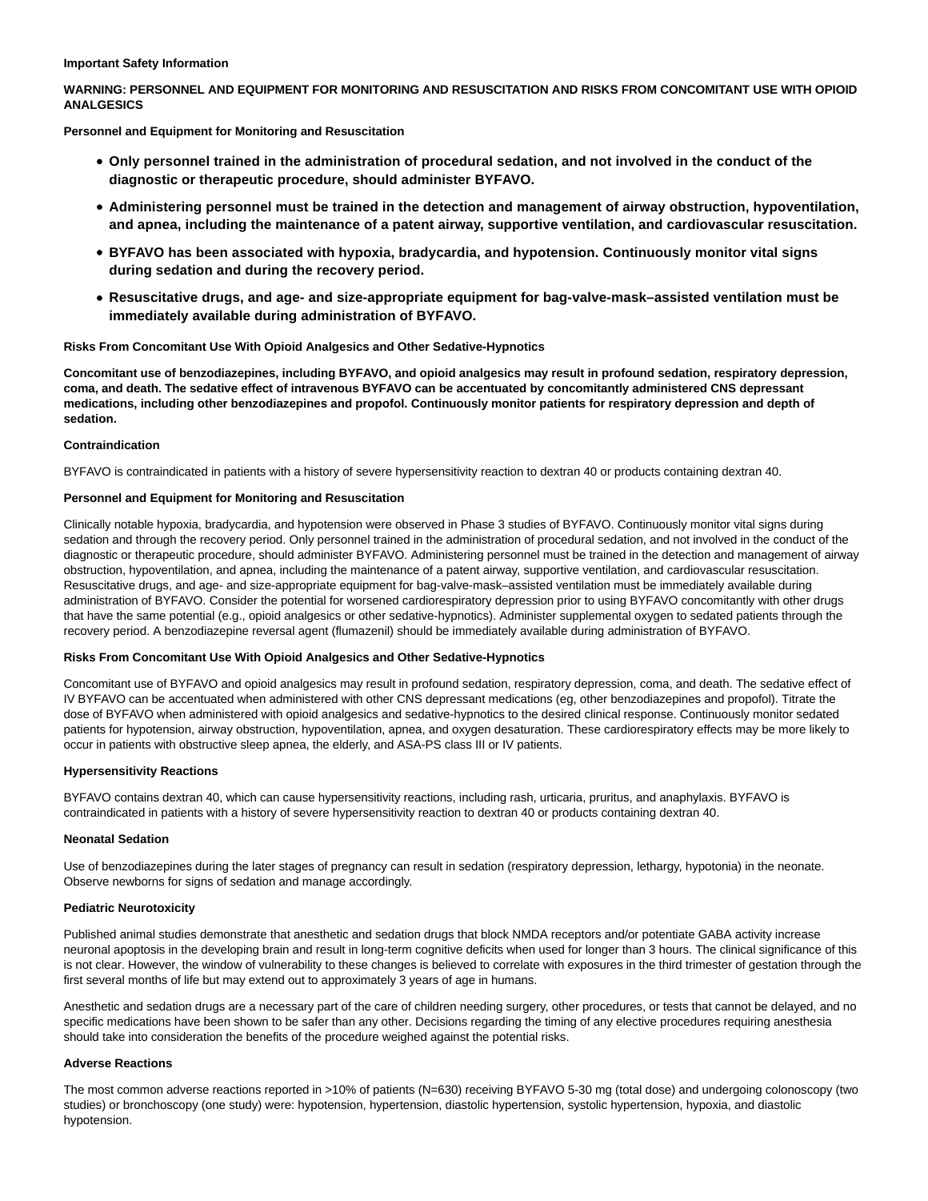**Important Safety Information**

**WARNING: PERSONNEL AND EQUIPMENT FOR MONITORING AND RESUSCITATION AND RISKS FROM CONCOMITANT USE WITH OPIOID ANALGESICS**

**Personnel and Equipment for Monitoring and Resuscitation**

- **Only personnel trained in the administration of procedural sedation, and not involved in the conduct of the diagnostic or therapeutic procedure, should administer BYFAVO.**
- **Administering personnel must be trained in the detection and management of airway obstruction, hypoventilation, and apnea, including the maintenance of a patent airway, supportive ventilation, and cardiovascular resuscitation.**
- **BYFAVO has been associated with hypoxia, bradycardia, and hypotension. Continuously monitor vital signs during sedation and during the recovery period.**
- **Resuscitative drugs, and age- and size-appropriate equipment for bag-valve-mask–assisted ventilation must be immediately available during administration of BYFAVO.**

**Risks From Concomitant Use With Opioid Analgesics and Other Sedative-Hypnotics**

**Concomitant use of benzodiazepines, including BYFAVO, and opioid analgesics may result in profound sedation, respiratory depression, coma, and death. The sedative effect of intravenous BYFAVO can be accentuated by concomitantly administered CNS depressant medications, including other benzodiazepines and propofol. Continuously monitor patients for respiratory depression and depth of sedation.**

**Contraindication**

BYFAVO is contraindicated in patients with a history of severe hypersensitivity reaction to dextran 40 or products containing dextran 40.

**Personnel and Equipment for Monitoring and Resuscitation**

Clinically notable hypoxia, bradycardia, and hypotension were observed in Phase 3 studies of BYFAVO. Continuously monitor vital signs during sedation and through the recovery period. Only personnel trained in the administration of procedural sedation, and not involved in the conduct of the diagnostic or therapeutic procedure, should administer BYFAVO. Administering personnel must be trained in the detection and management of airway obstruction, hypoventilation, and apnea, including the maintenance of a patent airway, supportive ventilation, and cardiovascular resuscitation. Resuscitative drugs, and age- and size-appropriate equipment for bag-valve-mask–assisted ventilation must be immediately available during administration of BYFAVO. Consider the potential for worsened cardiorespiratory depression prior to using BYFAVO concomitantly with other drugs that have the same potential (e.g., opioid analgesics or other sedative-hypnotics). Administer supplemental oxygen to sedated patients through the recovery period. A benzodiazepine reversal agent (flumazenil) should be immediately available during administration of BYFAVO.

**Risks From Concomitant Use With Opioid Analgesics and Other Sedative-Hypnotics**

Concomitant use of BYFAVO and opioid analgesics may result in profound sedation, respiratory depression, coma, and death. The sedative effect of IV BYFAVO can be accentuated when administered with other CNS depressant medications (eg, other benzodiazepines and propofol). Titrate the dose of BYFAVO when administered with opioid analgesics and sedative-hypnotics to the desired clinical response. Continuously monitor sedated patients for hypotension, airway obstruction, hypoventilation, apnea, and oxygen desaturation. These cardiorespiratory effects may be more likely to occur in patients with obstructive sleep apnea, the elderly, and ASA-PS class III or IV patients.

**Hypersensitivity Reactions**

BYFAVO contains dextran 40, which can cause hypersensitivity reactions, including rash, urticaria, pruritus, and anaphylaxis. BYFAVO is contraindicated in patients with a history of severe hypersensitivity reaction to dextran 40 or products containing dextran 40.

**Neonatal Sedation**

Use of benzodiazepines during the later stages of pregnancy can result in sedation (respiratory depression, lethargy, hypotonia) in the neonate. Observe newborns for signs of sedation and manage accordingly.

**Pediatric Neurotoxicity**

Published animal studies demonstrate that anesthetic and sedation drugs that block NMDA receptors and/or potentiate GABA activity increase neuronal apoptosis in the developing brain and result in long-term cognitive deficits when used for longer than 3 hours. The clinical significance of this is not clear. However, the window of vulnerability to these changes is believed to correlate with exposures in the third trimester of gestation through the first several months of life but may extend out to approximately 3 years of age in humans.

Anesthetic and sedation drugs are a necessary part of the care of children needing surgery, other procedures, or tests that cannot be delayed, and no specific medications have been shown to be safer than any other. Decisions regarding the timing of any elective procedures requiring anesthesia should take into consideration the benefits of the procedure weighed against the potential risks.

**Adverse Reactions**

The most common adverse reactions reported in >10% of patients (N=630) receiving BYFAVO 5-30 mg (total dose) and undergoing colonoscopy (two studies) or bronchoscopy (one study) were: hypotension, hypertension, diastolic hypertension, systolic hypertension, hypoxia, and diastolic hypotension.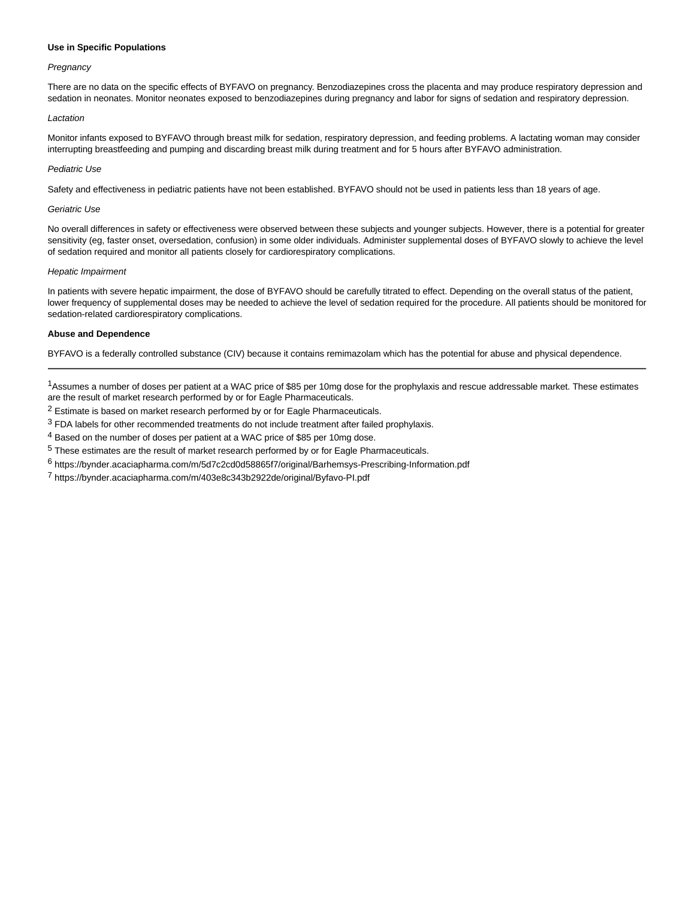**Use in Specific Populations**

*Pregnancy*

There are no data on the specific effects of BYFAVO on pregnancy. Benzodiazepines cross the placenta and may produce respiratory depression and sedation in neonates. Monitor neonates exposed to benzodiazepines during pregnancy and labor for signs of sedation and respiratory depression.

*Lactation*

Monitor infants exposed to BYFAVO through breast milk for sedation, respiratory depression, and feeding problems. A lactating woman may consider interrupting breastfeeding and pumping and discarding breast milk during treatment and for 5 hours after BYFAVO administration.

*Pediatric Use*

Safety and effectiveness in pediatric patients have not been established. BYFAVO should not be used in patients less than 18 years of age.

*Geriatric Use*

No overall differences in safety or effectiveness were observed between these subjects and younger subjects. However, there is a potential for greater sensitivity (eg, faster onset, oversedation, confusion) in some older individuals. Administer supplemental doses of BYFAVO slowly to achieve the level of sedation required and monitor all patients closely for cardiorespiratory complications.

*Hepatic Impairment*

In patients with severe hepatic impairment, the dose of BYFAVO should be carefully titrated to effect. Depending on the overall status of the patient, lower frequency of supplemental doses may be needed to achieve the level of sedation required for the procedure. All patients should be monitored for sedation-related cardiorespiratory complications.

**Abuse and Dependence**

BYFAVO is a federally controlled substance (CIV) because it contains remimazolam which has the potential for abuse and physical dependence.

---

[1] Assumes a number of doses per patient at a WAC price of $85 per 10mg dose for the prophylaxis and rescue addressable market. These estimates are the result of market research performed by or for Eagle Pharmaceuticals.

[2] Estimate is based on market research performed by or for Eagle Pharmaceuticals.

[3] FDA labels for other recommended treatments do not include treatment after failed prophylaxis.

[4] Based on the number of doses per patient at a WAC price of $85 per 10mg dose.

[5] These estimates are the result of market research performed by or for Eagle Pharmaceuticals.

[6] https://bynder.acaciapharma.com/m/5d7c2cd0d58865f7/original/Barhemsys-Prescribing-Information.pdf

[7] https://bynder.acaciapharma.com/m/403e8c343b2922de/original/Byfavo-PI.pdf